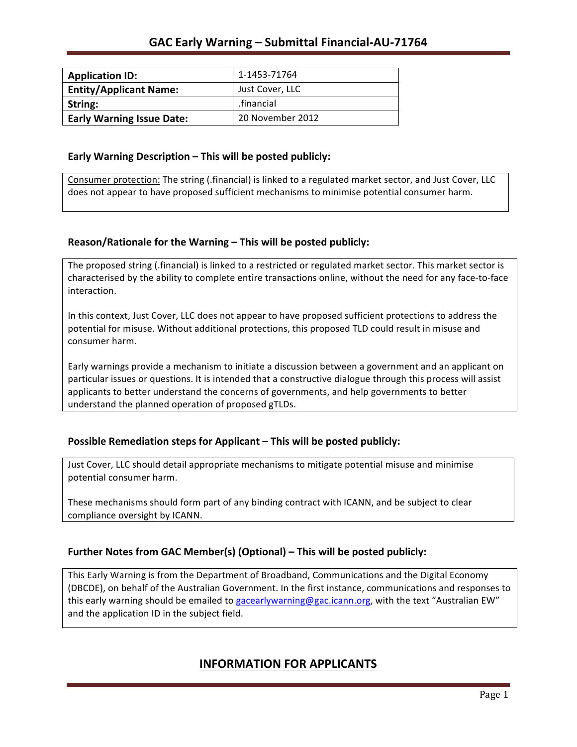# GAC Early Warning – Submittal Financial-AU-71764

| | |
|---|---|
| **Application ID:** | 1-1453-71764 |
| **Entity/Applicant Name:** | Just Cover, LLC |
| **String:** | .financial |
| **Early Warning Issue Date:** | 20 November 2012 |

### Early Warning Description – This will be posted publicly:

Consumer protection: The string (.financial) is linked to a regulated market sector, and Just Cover, LLC does not appear to have proposed sufficient mechanisms to minimise potential consumer harm.

### Reason/Rationale for the Warning – This will be posted publicly:

The proposed string (.financial) is linked to a restricted or regulated market sector. This market sector is characterised by the ability to complete entire transactions online, without the need for any face-to-face interaction.

In this context, Just Cover, LLC does not appear to have proposed sufficient protections to address the potential for misuse. Without additional protections, this proposed TLD could result in misuse and consumer harm.

Early warnings provide a mechanism to initiate a discussion between a government and an applicant on particular issues or questions. It is intended that a constructive dialogue through this process will assist applicants to better understand the concerns of governments, and help governments to better understand the planned operation of proposed gTLDs.

### Possible Remediation steps for Applicant – This will be posted publicly:

Just Cover, LLC should detail appropriate mechanisms to mitigate potential misuse and minimise potential consumer harm.

These mechanisms should form part of any binding contract with ICANN, and be subject to clear compliance oversight by ICANN.

### Further Notes from GAC Member(s) (Optional) – This will be posted publicly:

This Early Warning is from the Department of Broadband, Communications and the Digital Economy (DBCDE), on behalf of the Australian Government. In the first instance, communications and responses to this early warning should be emailed to gacearlywarning@gac.icann.org, with the text "Australian EW" and the application ID in the subject field.

## INFORMATION FOR APPLICANTS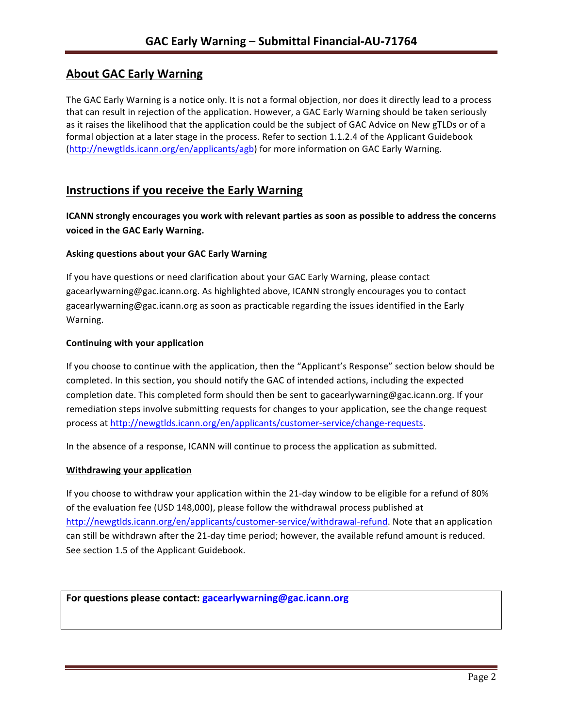## About GAC Early Warning

The GAC Early Warning is a notice only. It is not a formal objection, nor does it directly lead to a process that can result in rejection of the application. However, a GAC Early Warning should be taken seriously as it raises the likelihood that the application could be the subject of GAC Advice on New gTLDs or of a formal objection at a later stage in the process. Refer to section 1.1.2.4 of the Applicant Guidebook (http://newgtlds.icann.org/en/applicants/agb) for more information on GAC Early Warning.

## Instructions if you receive the Early Warning

**ICANN strongly encourages you work with relevant parties as soon as possible to address the concerns voiced in the GAC Early Warning.**

### Asking questions about your GAC Early Warning

If you have questions or need clarification about your GAC Early Warning, please contact gacearlywarning@gac.icann.org. As highlighted above, ICANN strongly encourages you to contact gacearlywarning@gac.icann.org as soon as practicable regarding the issues identified in the Early Warning.

### Continuing with your application

If you choose to continue with the application, then the "Applicant's Response" section below should be completed. In this section, you should notify the GAC of intended actions, including the expected completion date. This completed form should then be sent to gacearlywarning@gac.icann.org. If your remediation steps involve submitting requests for changes to your application, see the change request process at http://newgtlds.icann.org/en/applicants/customer-service/change-requests.

In the absence of a response, ICANN will continue to process the application as submitted.

### Withdrawing your application

If you choose to withdraw your application within the 21-day window to be eligible for a refund of 80% of the evaluation fee (USD 148,000), please follow the withdrawal process published at http://newgtlds.icann.org/en/applicants/customer-service/withdrawal-refund. Note that an application can still be withdrawn after the 21-day time period; however, the available refund amount is reduced. See section 1.5 of the Applicant Guidebook.

**For questions please contact: gacearlywarning@gac.icann.org**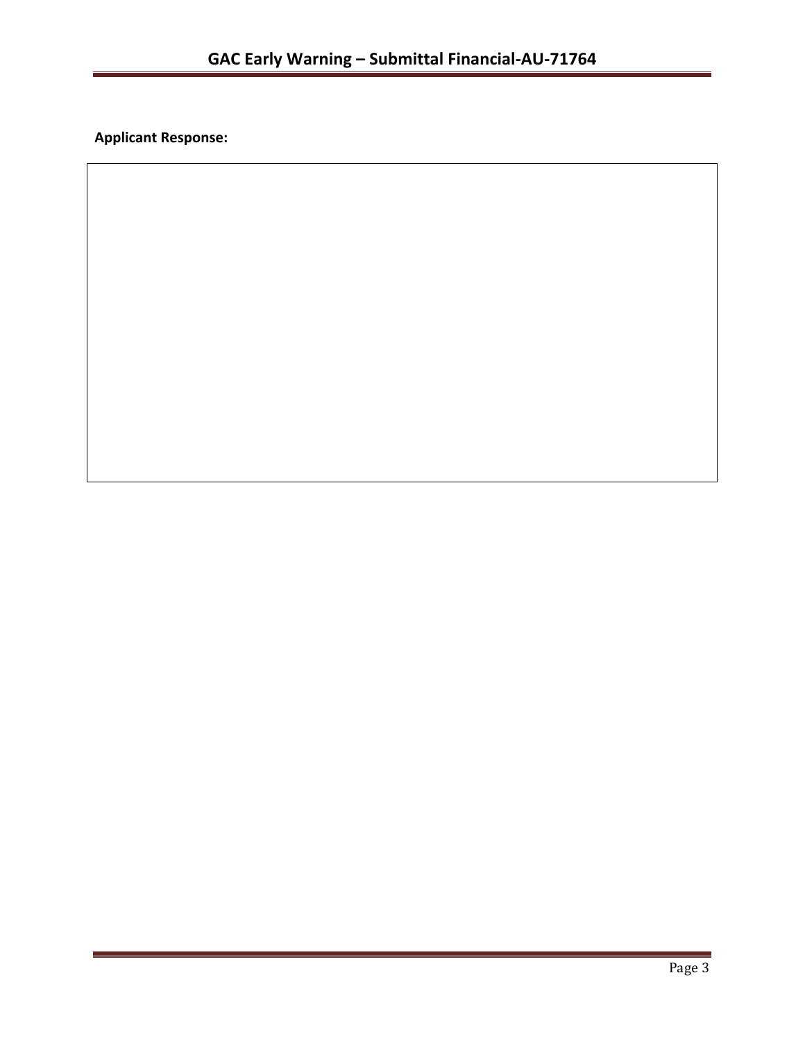**Applicant Response:**